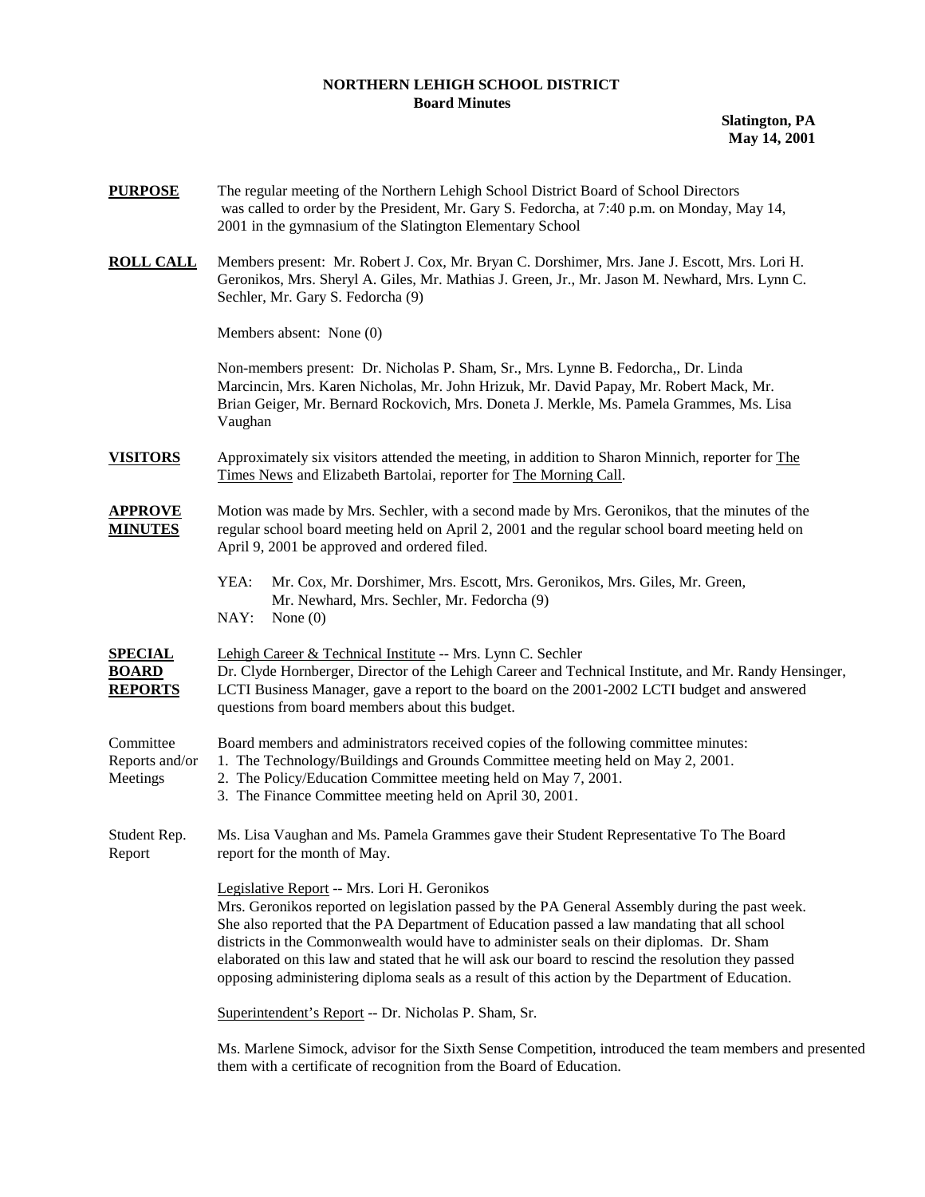# NORTHERN LEHIGH SCHOOL DISTRICT

## Board Minutes

**Slatington, PA**
**May 14, 2001**

**PURPOSE** The regular meeting of the Northern Lehigh School District Board of School Directors was called to order by the President, Mr. Gary S. Fedorcha, at 7:40 p.m. on Monday, May 14, 2001 in the gymnasium of the Slatington Elementary School

**ROLL CALL** Members present: Mr. Robert J. Cox, Mr. Bryan C. Dorshimer, Mrs. Jane J. Escott, Mrs. Lori H. Geronikos, Mrs. Sheryl A. Giles, Mr. Mathias J. Green, Jr., Mr. Jason M. Newhard, Mrs. Lynn C. Sechler, Mr. Gary S. Fedorcha (9)

Members absent: None (0)

Non-members present: Dr. Nicholas P. Sham, Sr., Mrs. Lynne B. Fedorcha,, Dr. Linda Marcincin, Mrs. Karen Nicholas, Mr. John Hrizuk, Mr. David Papay, Mr. Robert Mack, Mr. Brian Geiger, Mr. Bernard Rockovich, Mrs. Doneta J. Merkle, Ms. Pamela Grammes, Ms. Lisa Vaughan

**VISITORS** Approximately six visitors attended the meeting, in addition to Sharon Minnich, reporter for The Times News and Elizabeth Bartolai, reporter for The Morning Call.

**APPROVE MINUTES** Motion was made by Mrs. Sechler, with a second made by Mrs. Geronikos, that the minutes of the regular school board meeting held on April 2, 2001 and the regular school board meeting held on April 9, 2001 be approved and ordered filed.

YEA: Mr. Cox, Mr. Dorshimer, Mrs. Escott, Mrs. Geronikos, Mrs. Giles, Mr. Green, Mr. Newhard, Mrs. Sechler, Mr. Fedorcha (9)
NAY: None (0)

**SPECIAL BOARD REPORTS** Lehigh Career & Technical Institute -- Mrs. Lynn C. Sechler
Dr. Clyde Hornberger, Director of the Lehigh Career and Technical Institute, and Mr. Randy Hensinger, LCTI Business Manager, gave a report to the board on the 2001-2002 LCTI budget and answered questions from board members about this budget.

Committee Reports and/or Meetings

Board members and administrators received copies of the following committee minutes:

1. The Technology/Buildings and Grounds Committee meeting held on May 2, 2001.
2. The Policy/Education Committee meeting held on May 7, 2001.
3. The Finance Committee meeting held on April 30, 2001.

Student Rep. Report

Ms. Lisa Vaughan and Ms. Pamela Grammes gave their Student Representative To The Board report for the month of May.

Legislative Report -- Mrs. Lori H. Geronikos
Mrs. Geronikos reported on legislation passed by the PA General Assembly during the past week. She also reported that the PA Department of Education passed a law mandating that all school districts in the Commonwealth would have to administer seals on their diplomas. Dr. Sham elaborated on this law and stated that he will ask our board to rescind the resolution they passed opposing administering diploma seals as a result of this action by the Department of Education.

Superintendent's Report -- Dr. Nicholas P. Sham, Sr.

Ms. Marlene Simock, advisor for the Sixth Sense Competition, introduced the team members and presented them with a certificate of recognition from the Board of Education.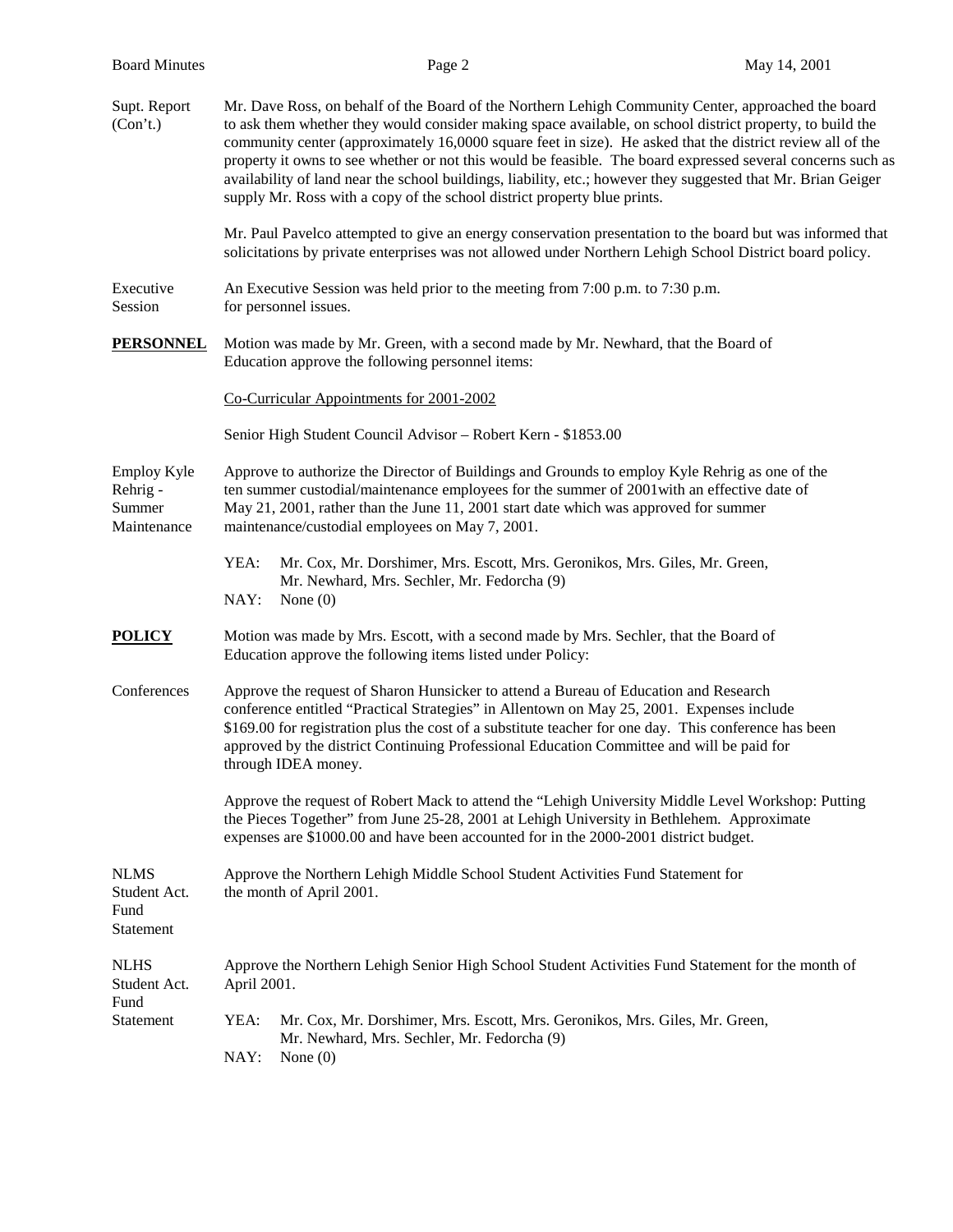Supt. Report (Con't.)

Mr. Dave Ross, on behalf of the Board of the Northern Lehigh Community Center, approached the board to ask them whether they would consider making space available, on school district property, to build the community center (approximately 16,0000 square feet in size). He asked that the district review all of the property it owns to see whether or not this would be feasible. The board expressed several concerns such as availability of land near the school buildings, liability, etc.; however they suggested that Mr. Brian Geiger supply Mr. Ross with a copy of the school district property blue prints.

Mr. Paul Pavelco attempted to give an energy conservation presentation to the board but was informed that solicitations by private enterprises was not allowed under Northern Lehigh School District board policy.

Executive Session

An Executive Session was held prior to the meeting from 7:00 p.m. to 7:30 p.m. for personnel issues.

**PERSONNEL**

Motion was made by Mr. Green, with a second made by Mr. Newhard, that the Board of Education approve the following personnel items:

Co-Curricular Appointments for 2001-2002

Senior High Student Council Advisor – Robert Kern - $1853.00

Employ Kyle Rehrig - Summer Maintenance

Approve to authorize the Director of Buildings and Grounds to employ Kyle Rehrig as one of the ten summer custodial/maintenance employees for the summer of 2001with an effective date of May 21, 2001, rather than the June 11, 2001 start date which was approved for summer maintenance/custodial employees on May 7, 2001.

YEA: Mr. Cox, Mr. Dorshimer, Mrs. Escott, Mrs. Geronikos, Mrs. Giles, Mr. Green, Mr. Newhard, Mrs. Sechler, Mr. Fedorcha (9)
NAY: None (0)

**POLICY**

Motion was made by Mrs. Escott, with a second made by Mrs. Sechler, that the Board of Education approve the following items listed under Policy:

Conferences

Approve the request of Sharon Hunsicker to attend a Bureau of Education and Research conference entitled "Practical Strategies" in Allentown on May 25, 2001. Expenses include $169.00 for registration plus the cost of a substitute teacher for one day. This conference has been approved by the district Continuing Professional Education Committee and will be paid for through IDEA money.

Approve the request of Robert Mack to attend the "Lehigh University Middle Level Workshop: Putting the Pieces Together" from June 25-28, 2001 at Lehigh University in Bethlehem. Approximate expenses are $1000.00 and have been accounted for in the 2000-2001 district budget.

NLMS Student Act. Fund Statement

Approve the Northern Lehigh Middle School Student Activities Fund Statement for the month of April 2001.

NLHS Student Act. Fund Statement

Approve the Northern Lehigh Senior High School Student Activities Fund Statement for the month of April 2001.

YEA: Mr. Cox, Mr. Dorshimer, Mrs. Escott, Mrs. Geronikos, Mrs. Giles, Mr. Green, Mr. Newhard, Mrs. Sechler, Mr. Fedorcha (9)
NAY: None (0)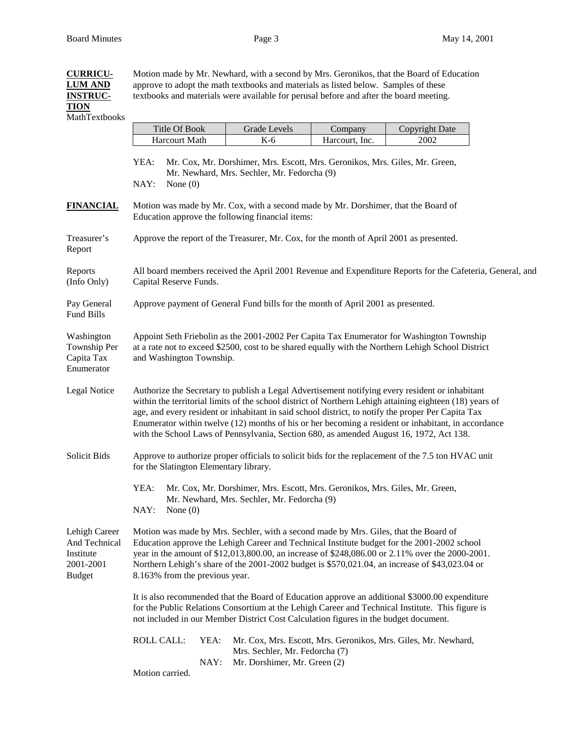**CURRICULUM AND INSTRUCTION**

MathTextbooks

Motion made by Mr. Newhard, with a second by Mrs. Geronikos, that the Board of Education approve to adopt the math textbooks and materials as listed below. Samples of these textbooks and materials were available for perusal before and after the board meeting.

| Title Of Book | Grade Levels | Company | Copyright Date |
|---|---|---|---|
| Harcourt Math | K-6 | Harcourt, Inc. | 2002 |

YEA: Mr. Cox, Mr. Dorshimer, Mrs. Escott, Mrs. Geronikos, Mrs. Giles, Mr. Green, Mr. Newhard, Mrs. Sechler, Mr. Fedorcha (9)
NAY: None (0)

**FINANCIAL**

Motion was made by Mr. Cox, with a second made by Mr. Dorshimer, that the Board of Education approve the following financial items:

Treasurer's Report

Approve the report of the Treasurer, Mr. Cox, for the month of April 2001 as presented.

Reports (Info Only)

All board members received the April 2001 Revenue and Expenditure Reports for the Cafeteria, General, and Capital Reserve Funds.

Pay General Fund Bills

Approve payment of General Fund bills for the month of April 2001 as presented.

Washington Township Per Capita Tax Enumerator

Appoint Seth Friebolin as the 2001-2002 Per Capita Tax Enumerator for Washington Township at a rate not to exceed $2500, cost to be shared equally with the Northern Lehigh School District and Washington Township.

Legal Notice

Authorize the Secretary to publish a Legal Advertisement notifying every resident or inhabitant within the territorial limits of the school district of Northern Lehigh attaining eighteen (18) years of age, and every resident or inhabitant in said school district, to notify the proper Per Capita Tax Enumerator within twelve (12) months of his or her becoming a resident or inhabitant, in accordance with the School Laws of Pennsylvania, Section 680, as amended August 16, 1972, Act 138.

Solicit Bids

Approve to authorize proper officials to solicit bids for the replacement of the 7.5 ton HVAC unit for the Slatington Elementary library.

YEA: Mr. Cox, Mr. Dorshimer, Mrs. Escott, Mrs. Geronikos, Mrs. Giles, Mr. Green, Mr. Newhard, Mrs. Sechler, Mr. Fedorcha (9)
NAY: None (0)

Lehigh Career And Technical Institute 2001-2001 Budget

Motion was made by Mrs. Sechler, with a second made by Mrs. Giles, that the Board of Education approve the Lehigh Career and Technical Institute budget for the 2001-2002 school year in the amount of $12,013,800.00, an increase of $248,086.00 or 2.11% over the 2000-2001. Northern Lehigh's share of the 2001-2002 budget is $570,021.04, an increase of $43,023.04 or 8.163% from the previous year.

It is also recommended that the Board of Education approve an additional $3000.00 expenditure for the Public Relations Consortium at the Lehigh Career and Technical Institute. This figure is not included in our Member District Cost Calculation figures in the budget document.

ROLL CALL: YEA: Mr. Cox, Mrs. Escott, Mrs. Geronikos, Mrs. Giles, Mr. Newhard, Mrs. Sechler, Mr. Fedorcha (7)
NAY: Mr. Dorshimer, Mr. Green (2)

Motion carried.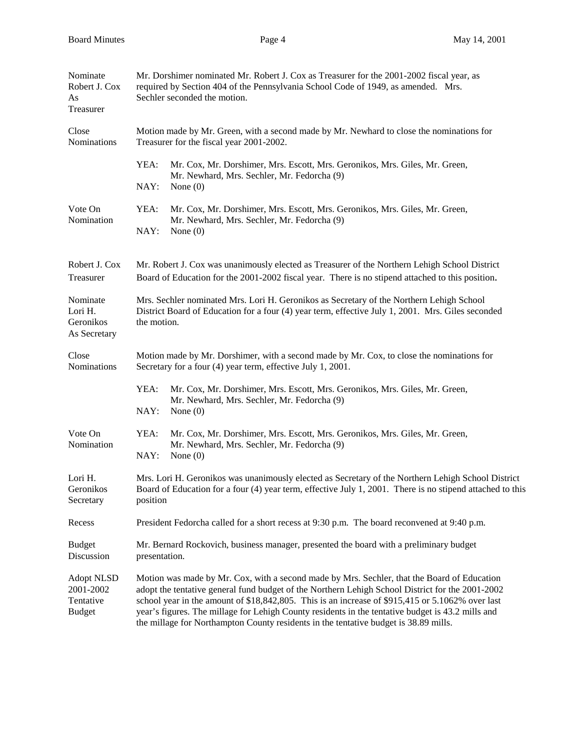**Nominate Robert J. Cox As Treasurer**

Mr. Dorshimer nominated Mr. Robert J. Cox as Treasurer for the 2001-2002 fiscal year, as required by Section 404 of the Pennsylvania School Code of 1949, as amended. Mrs. Sechler seconded the motion.

**Close Nominations**

Motion made by Mr. Green, with a second made by Mr. Newhard to close the nominations for Treasurer for the fiscal year 2001-2002.

YEA: Mr. Cox, Mr. Dorshimer, Mrs. Escott, Mrs. Geronikos, Mrs. Giles, Mr. Green, Mr. Newhard, Mrs. Sechler, Mr. Fedorcha (9)
NAY: None (0)

**Vote On Nomination**

YEA: Mr. Cox, Mr. Dorshimer, Mrs. Escott, Mrs. Geronikos, Mrs. Giles, Mr. Green, Mr. Newhard, Mrs. Sechler, Mr. Fedorcha (9)
NAY: None (0)

**Robert J. Cox Treasurer**

Mr. Robert J. Cox was unanimously elected as Treasurer of the Northern Lehigh School District Board of Education for the 2001-2002 fiscal year. There is no stipend attached to this position.

**Nominate Lori H. Geronikos As Secretary**

Mrs. Sechler nominated Mrs. Lori H. Geronikos as Secretary of the Northern Lehigh School District Board of Education for a four (4) year term, effective July 1, 2001. Mrs. Giles seconded the motion.

**Close Nominations**

Motion made by Mr. Dorshimer, with a second made by Mr. Cox, to close the nominations for Secretary for a four (4) year term, effective July 1, 2001.

YEA: Mr. Cox, Mr. Dorshimer, Mrs. Escott, Mrs. Geronikos, Mrs. Giles, Mr. Green, Mr. Newhard, Mrs. Sechler, Mr. Fedorcha (9)
NAY: None (0)

**Vote On Nomination**

YEA: Mr. Cox, Mr. Dorshimer, Mrs. Escott, Mrs. Geronikos, Mrs. Giles, Mr. Green, Mr. Newhard, Mrs. Sechler, Mr. Fedorcha (9)
NAY: None (0)

**Lori H. Geronikos Secretary**

Mrs. Lori H. Geronikos was unanimously elected as Secretary of the Northern Lehigh School District Board of Education for a four (4) year term, effective July 1, 2001. There is no stipend attached to this position

**Recess**

President Fedorcha called for a short recess at 9:30 p.m. The board reconvened at 9:40 p.m.

**Budget Discussion**

Mr. Bernard Rockovich, business manager, presented the board with a preliminary budget presentation.

**Adopt NLSD 2001-2002 Tentative Budget**

Motion was made by Mr. Cox, with a second made by Mrs. Sechler, that the Board of Education adopt the tentative general fund budget of the Northern Lehigh School District for the 2001-2002 school year in the amount of $18,842,805. This is an increase of $915,415 or 5.1062% over last year's figures. The millage for Lehigh County residents in the tentative budget is 43.2 mills and the millage for Northampton County residents in the tentative budget is 38.89 mills.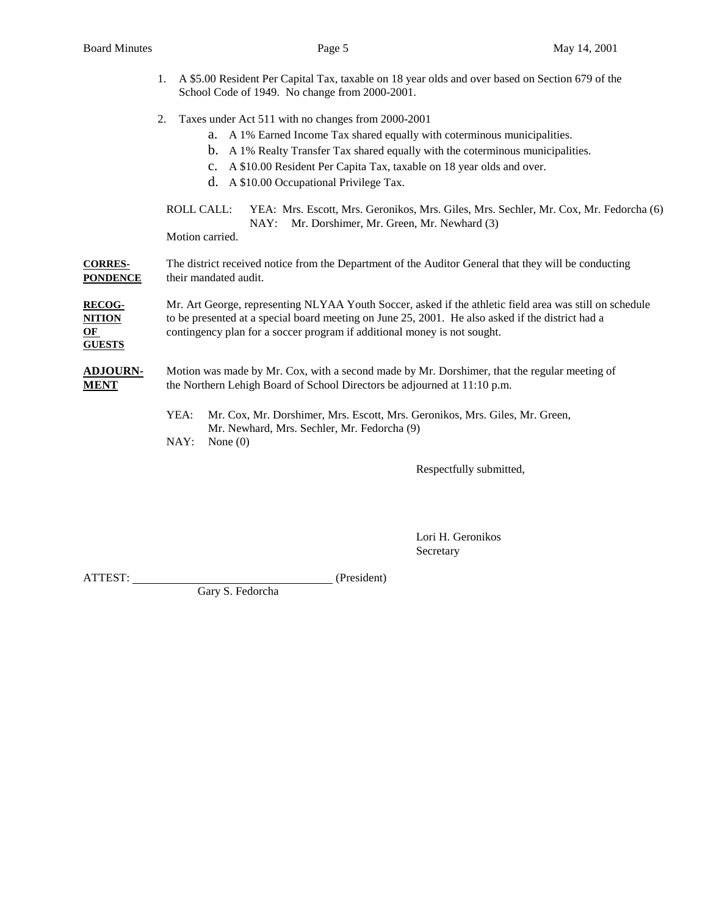1. A $5.00 Resident Per Capital Tax, taxable on 18 year olds and over based on Section 679 of the School Code of 1949. No change from 2000-2001.

2. Taxes under Act 511 with no changes from 2000-2001
   a. A 1% Earned Income Tax shared equally with coterminous municipalities.
   b. A 1% Realty Transfer Tax shared equally with the coterminous municipalities.
   c. A $10.00 Resident Per Capita Tax, taxable on 18 year olds and over.
   d. A $10.00 Occupational Privilege Tax.

ROLL CALL: YEA: Mrs. Escott, Mrs. Geronikos, Mrs. Giles, Mrs. Sechler, Mr. Cox, Mr. Fedorcha (6)
NAY: Mr. Dorshimer, Mr. Green, Mr. Newhard (3)

Motion carried.

**CORRESPONDENCE**

The district received notice from the Department of the Auditor General that they will be conducting their mandated audit.

**RECOGNITION OF GUESTS**

Mr. Art George, representing NLYAA Youth Soccer, asked if the athletic field area was still on schedule to be presented at a special board meeting on June 25, 2001. He also asked if the district had a contingency plan for a soccer program if additional money is not sought.

**ADJOURNMENT**

Motion was made by Mr. Cox, with a second made by Mr. Dorshimer, that the regular meeting of the Northern Lehigh Board of School Directors be adjourned at 11:10 p.m.

YEA: Mr. Cox, Mr. Dorshimer, Mrs. Escott, Mrs. Geronikos, Mrs. Giles, Mr. Green, Mr. Newhard, Mrs. Sechler, Mr. Fedorcha (9)
NAY: None (0)

Respectfully submitted,

Lori H. Geronikos
Secretary

ATTEST: ________________________________ (President)
Gary S. Fedorcha